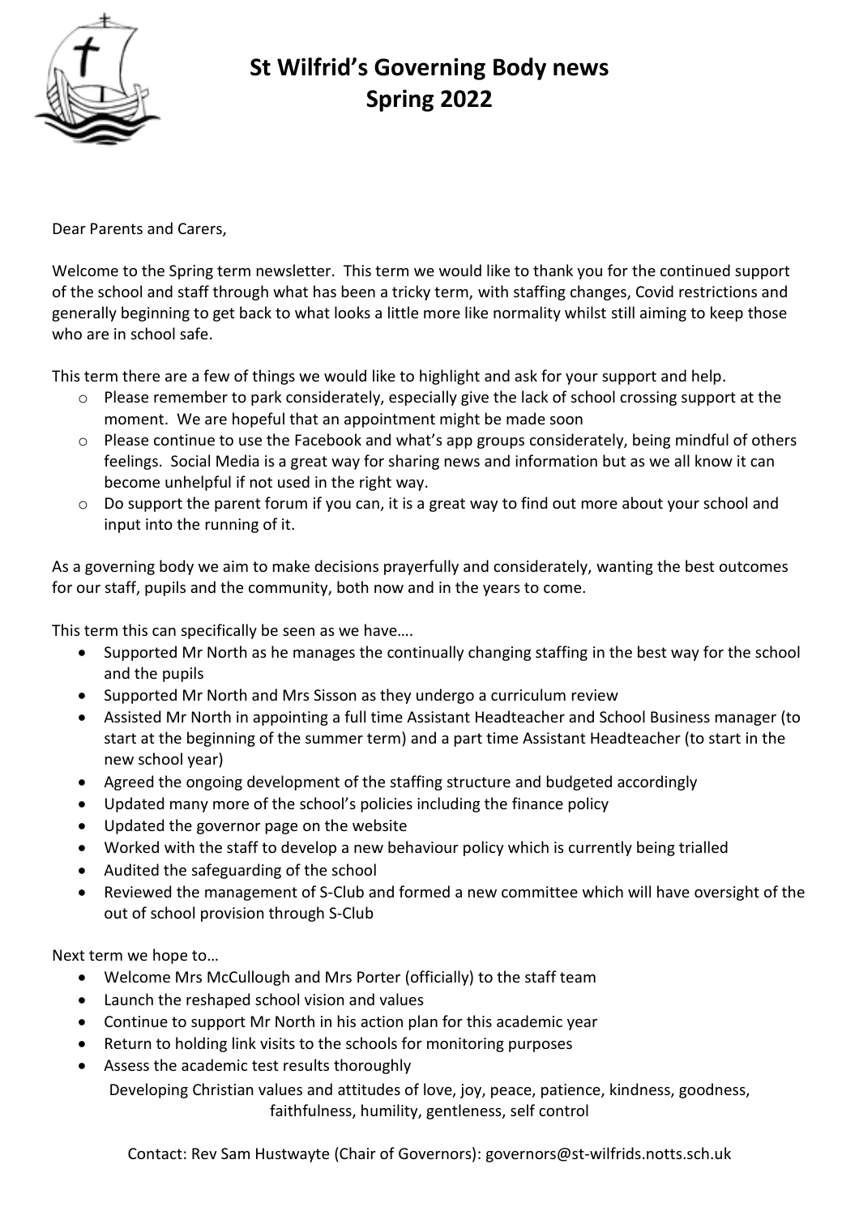# St Wilfrid's Governing Body news
# Spring 2022

Dear Parents and Carers,

Welcome to the Spring term newsletter. This term we would like to thank you for the continued support of the school and staff through what has been a tricky term, with staffing changes, Covid restrictions and generally beginning to get back to what looks a little more like normality whilst still aiming to keep those who are in school safe.

This term there are a few of things we would like to highlight and ask for your support and help.

- Please remember to park considerately, especially give the lack of school crossing support at the moment. We are hopeful that an appointment might be made soon
- Please continue to use the Facebook and what's app groups considerately, being mindful of others feelings. Social Media is a great way for sharing news and information but as we all know it can become unhelpful if not used in the right way.
- Do support the parent forum if you can, it is a great way to find out more about your school and input into the running of it.

As a governing body we aim to make decisions prayerfully and considerately, wanting the best outcomes for our staff, pupils and the community, both now and in the years to come.

This term this can specifically be seen as we have….

- Supported Mr North as he manages the continually changing staffing in the best way for the school and the pupils
- Supported Mr North and Mrs Sisson as they undergo a curriculum review
- Assisted Mr North in appointing a full time Assistant Headteacher and School Business manager (to start at the beginning of the summer term) and a part time Assistant Headteacher (to start in the new school year)
- Agreed the ongoing development of the staffing structure and budgeted accordingly
- Updated many more of the school's policies including the finance policy
- Updated the governor page on the website
- Worked with the staff to develop a new behaviour policy which is currently being trialled
- Audited the safeguarding of the school
- Reviewed the management of S-Club and formed a new committee which will have oversight of the out of school provision through S-Club

Next term we hope to…

- Welcome Mrs McCullough and Mrs Porter (officially) to the staff team
- Launch the reshaped school vision and values
- Continue to support Mr North in his action plan for this academic year
- Return to holding link visits to the schools for monitoring purposes
- Assess the academic test results thoroughly

Developing Christian values and attitudes of love, joy, peace, patience, kindness, goodness, faithfulness, humility, gentleness, self control

Contact: Rev Sam Hustwayte (Chair of Governors): governors@st-wilfrids.notts.sch.uk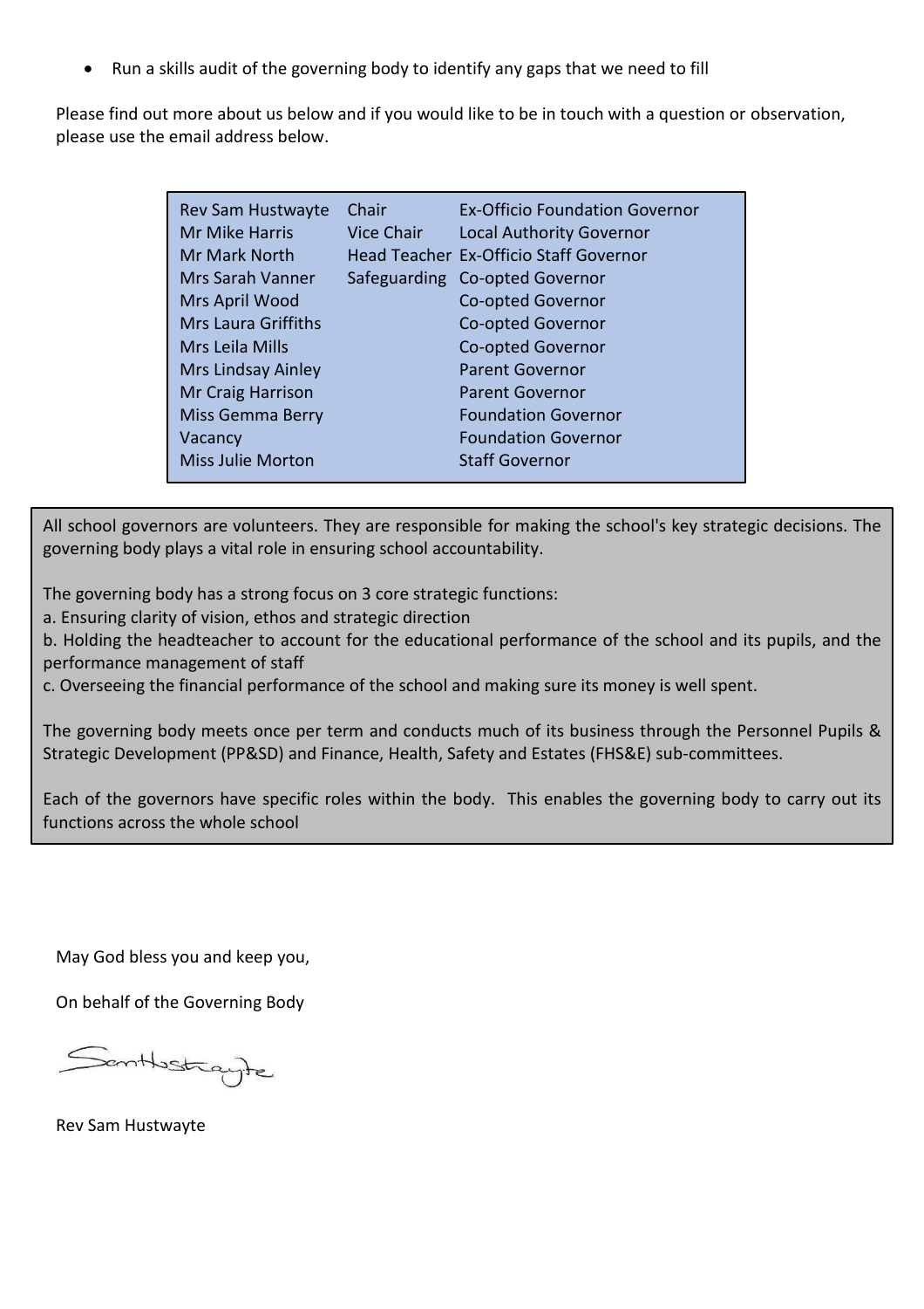- Run a skills audit of the governing body to identify any gaps that we need to fill

Please find out more about us below and if you would like to be in touch with a question or observation, please use the email address below.

| | | |
|---|---|---|
| Rev Sam Hustwayte | Chair | Ex-Officio Foundation Governor |
| Mr Mike Harris | Vice Chair | Local Authority Governor |
| Mr Mark North | Head Teacher | Ex-Officio Staff Governor |
| Mrs Sarah Vanner | Safeguarding | Co-opted Governor |
| Mrs April Wood | | Co-opted Governor |
| Mrs Laura Griffiths | | Co-opted Governor |
| Mrs Leila Mills | | Co-opted Governor |
| Mrs Lindsay Ainley | | Parent Governor |
| Mr Craig Harrison | | Parent Governor |
| Miss Gemma Berry | | Foundation Governor |
| Vacancy | | Foundation Governor |
| Miss Julie Morton | | Staff Governor |

All school governors are volunteers. They are responsible for making the school's key strategic decisions. The governing body plays a vital role in ensuring school accountability.

The governing body has a strong focus on 3 core strategic functions:

a. Ensuring clarity of vision, ethos and strategic direction

b. Holding the headteacher to account for the educational performance of the school and its pupils, and the performance management of staff

c. Overseeing the financial performance of the school and making sure its money is well spent.

The governing body meets once per term and conducts much of its business through the Personnel Pupils & Strategic Development (PP&SD) and Finance, Health, Safety and Estates (FHS&E) sub-committees.

Each of the governors have specific roles within the body. This enables the governing body to carry out its functions across the whole school

May God bless you and keep you,

On behalf of the Governing Body

SamHustwayte

Rev Sam Hustwayte